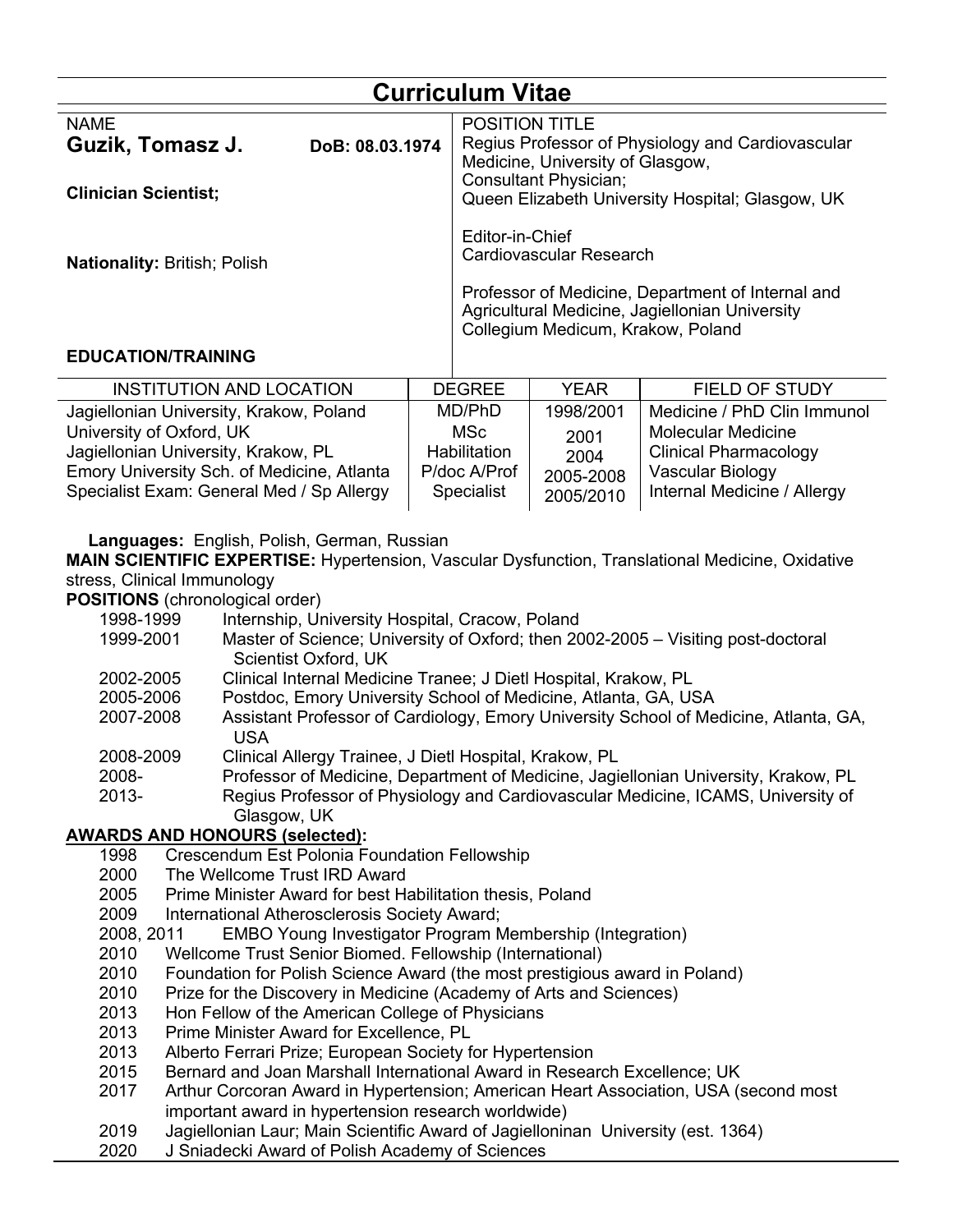# Curriculum Vitae

NAME
**Guzik, Tomasz J.** **DoB: 08.03.1974**

**Clinician Scientist;**

**Nationality:** British; Polish

POSITION TITLE
Regius Professor of Physiology and Cardiovascular Medicine, University of Glasgow,
Consultant Physician;
Queen Elizabeth University Hospital; Glasgow, UK

Editor-in-Chief
Cardiovascular Research

Professor of Medicine, Department of Internal and Agricultural Medicine, Jagiellonian University Collegium Medicum, Krakow, Poland

**EDUCATION/TRAINING**

| INSTITUTION AND LOCATION | DEGREE | YEAR | FIELD OF STUDY |
|---|---|---|---|
| Jagiellonian University, Krakow, Poland | MD/PhD | 1998/2001 | Medicine / PhD Clin Immunol |
| University of Oxford, UK | MSc | 2001 | Molecular Medicine |
| Jagiellonian University, Krakow, PL | Habilitation | 2004 | Clinical Pharmacology |
| Emory University Sch. of Medicine, Atlanta | P/doc A/Prof | 2005-2008 | Vascular Biology |
| Specialist Exam: General Med / Sp Allergy | Specialist | 2005/2010 | Internal Medicine / Allergy |

**Languages:** English, Polish, German, Russian

**MAIN SCIENTIFIC EXPERTISE:** Hypertension, Vascular Dysfunction, Translational Medicine, Oxidative stress, Clinical Immunology

**POSITIONS** (chronological order)

- 1998-1999 Internship, University Hospital, Cracow, Poland
- 1999-2001 Master of Science; University of Oxford; then 2002-2005 – Visiting post-doctoral Scientist Oxford, UK
- 2002-2005 Clinical Internal Medicine Tranee; J Dietl Hospital, Krakow, PL
- 2005-2006 Postdoc, Emory University School of Medicine, Atlanta, GA, USA
- 2007-2008 Assistant Professor of Cardiology, Emory University School of Medicine, Atlanta, GA, USA
- 2008-2009 Clinical Allergy Trainee, J Dietl Hospital, Krakow, PL
- 2008- Professor of Medicine, Department of Medicine, Jagiellonian University, Krakow, PL
- 2013- Regius Professor of Physiology and Cardiovascular Medicine, ICAMS, University of Glasgow, UK

**AWARDS AND HONOURS (selected):**

- 1998 Crescendum Est Polonia Foundation Fellowship
- 2000 The Wellcome Trust IRD Award
- 2005 Prime Minister Award for best Habilitation thesis, Poland
- 2009 International Atherosclerosis Society Award;
- 2008, 2011 EMBO Young Investigator Program Membership (Integration)
- 2010 Wellcome Trust Senior Biomed. Fellowship (International)
- 2010 Foundation for Polish Science Award (the most prestigious award in Poland)
- 2010 Prize for the Discovery in Medicine (Academy of Arts and Sciences)
- 2013 Hon Fellow of the American College of Physicians
- 2013 Prime Minister Award for Excellence, PL
- 2013 Alberto Ferrari Prize; European Society for Hypertension
- 2015 Bernard and Joan Marshall International Award in Research Excellence; UK
- 2017 Arthur Corcoran Award in Hypertension; American Heart Association, USA (second most important award in hypertension research worldwide)
- 2019 Jagiellonian Laur; Main Scientific Award of Jagiellonian University (est. 1364)
- 2020 J Sniadecki Award of Polish Academy of Sciences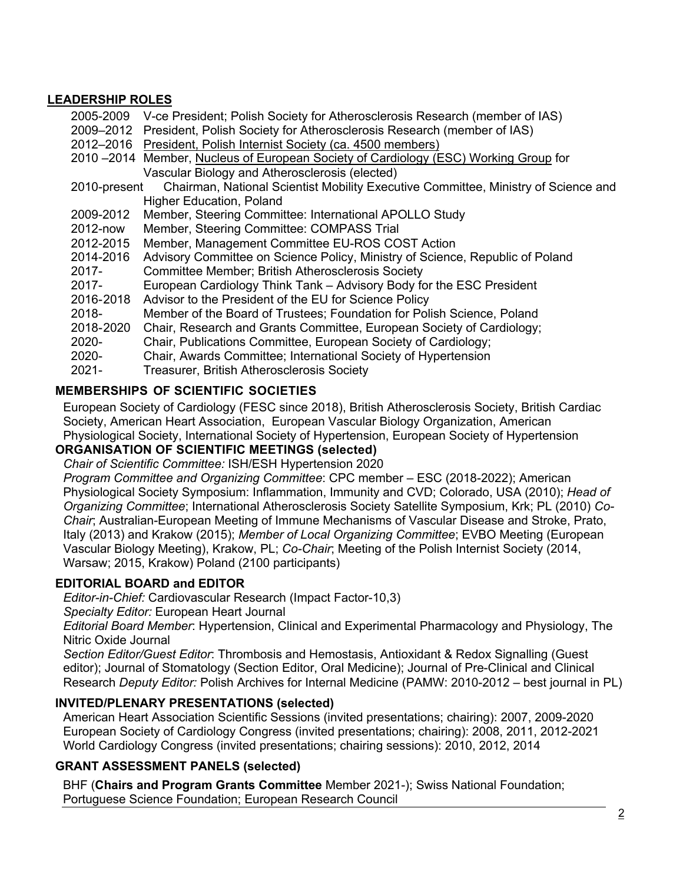## LEADERSHIP ROLES

- 2005-2009 V-ce President; Polish Society for Atherosclerosis Research (member of IAS)
- 2009–2012 President, Polish Society for Atherosclerosis Research (member of IAS)
- 2012–2016 President, Polish Internist Society (ca. 4500 members)
- 2010 –2014 Member, Nucleus of European Society of Cardiology (ESC) Working Group for Vascular Biology and Atherosclerosis (elected)
- 2010-present Chairman, National Scientist Mobility Executive Committee, Ministry of Science and Higher Education, Poland
- 2009-2012 Member, Steering Committee: International APOLLO Study
- 2012-now Member, Steering Committee: COMPASS Trial
- 2012-2015 Member, Management Committee EU-ROS COST Action
- 2014-2016 Advisory Committee on Science Policy, Ministry of Science, Republic of Poland
- 2017- Committee Member; British Atherosclerosis Society
- 2017- European Cardiology Think Tank – Advisory Body for the ESC President
- 2016-2018 Advisor to the President of the EU for Science Policy
- 2018- Member of the Board of Trustees; Foundation for Polish Science, Poland
- 2018-2020 Chair, Research and Grants Committee, European Society of Cardiology;
- 2020- Chair, Publications Committee, European Society of Cardiology;
- 2020- Chair, Awards Committee; International Society of Hypertension
- 2021- Treasurer, British Atherosclerosis Society

## MEMBERSHIPS OF SCIENTIFIC SOCIETIES

European Society of Cardiology (FESC since 2018), British Atherosclerosis Society, British Cardiac Society, American Heart Association, European Vascular Biology Organization, American Physiological Society, International Society of Hypertension, European Society of Hypertension

## ORGANISATION OF SCIENTIFIC MEETINGS (selected)

*Chair of Scientific Committee:* ISH/ESH Hypertension 2020

*Program Committee and Organizing Committee*: CPC member – ESC (2018-2022); American Physiological Society Symposium: Inflammation, Immunity and CVD; Colorado, USA (2010); *Head of Organizing Committee*; International Atherosclerosis Society Satellite Symposium, Krk; PL (2010) *Co-Chair*; Australian-European Meeting of Immune Mechanisms of Vascular Disease and Stroke, Prato, Italy (2013) and Krakow (2015); *Member of Local Organizing Committee*; EVBO Meeting (European Vascular Biology Meeting), Krakow, PL; *Co-Chair*; Meeting of the Polish Internist Society (2014, Warsaw; 2015, Krakow) Poland (2100 participants)

## EDITORIAL BOARD and EDITOR

*Editor-in-Chief:* Cardiovascular Research (Impact Factor-10,3)

*Specialty Editor:* European Heart Journal

*Editorial Board Member*: Hypertension, Clinical and Experimental Pharmacology and Physiology, The Nitric Oxide Journal

*Section Editor/Guest Editor*: Thrombosis and Hemostasis, Antioxidant & Redox Signalling (Guest editor); Journal of Stomatology (Section Editor, Oral Medicine); Journal of Pre-Clinical and Clinical Research *Deputy Editor:* Polish Archives for Internal Medicine (PAMW: 2010-2012 – best journal in PL)

## INVITED/PLENARY PRESENTATIONS (selected)

American Heart Association Scientific Sessions (invited presentations; chairing): 2007, 2009-2020
European Society of Cardiology Congress (invited presentations; chairing): 2008, 2011, 2012-2021
World Cardiology Congress (invited presentations; chairing sessions): 2010, 2012, 2014

## GRANT ASSESSMENT PANELS (selected)

BHF (**Chairs and Program Grants Committee** Member 2021-); Swiss National Foundation; Portuguese Science Foundation; European Research Council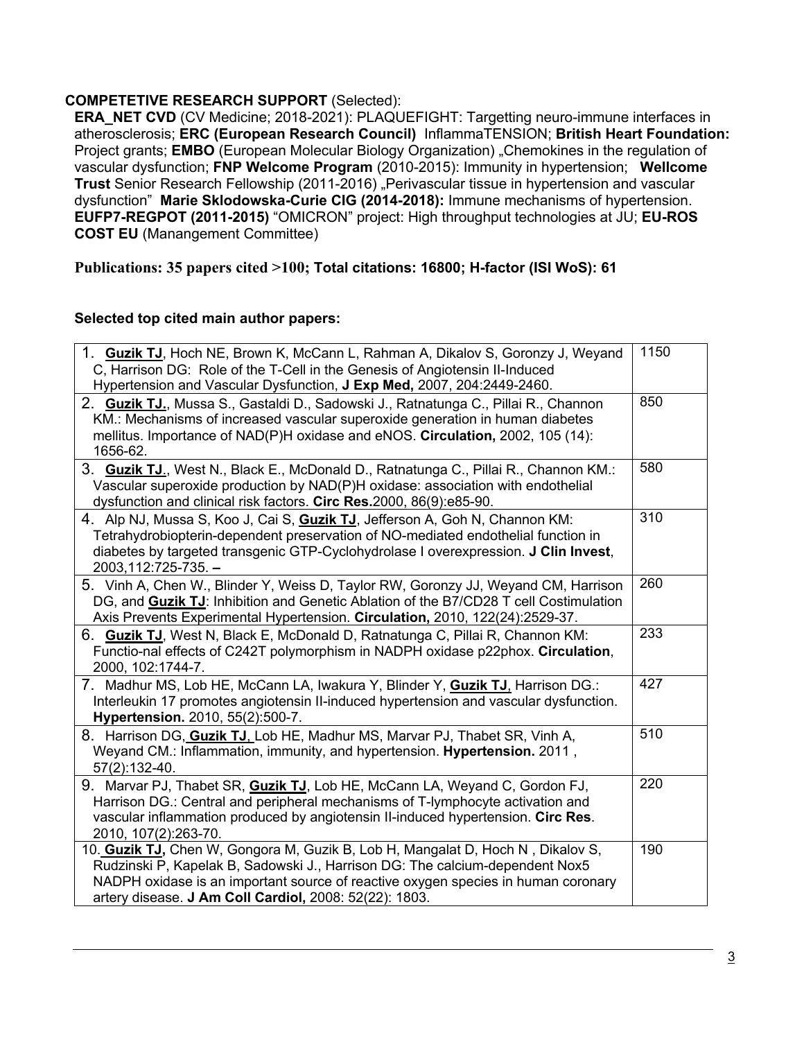**COMPETETIVE RESEARCH SUPPORT** (Selected):

**ERA_NET CVD** (CV Medicine; 2018-2021): PLAQUEFIGHT: Targetting neuro-immune interfaces in atherosclerosis; **ERC (European Research Council)** InflammaTENSION; **British Heart Foundation:** Project grants; **EMBO** (European Molecular Biology Organization) „Chemokines in the regulation of vascular dysfunction; **FNP Welcome Program** (2010-2015): Immunity in hypertension; **Wellcome Trust** Senior Research Fellowship (2011-2016) „Perivascular tissue in hypertension and vascular dysfunction" **Marie Sklodowska-Curie CIG (2014-2018):** Immune mechanisms of hypertension. **EUFP7-REGPOT (2011-2015)** "OMICRON" project: High throughput technologies at JU; **EU-ROS COST EU** (Manangement Committee)

**Publications: 35 papers cited >100; Total citations: 16800; H-factor (ISI WoS): 61**

**Selected top cited main author papers:**

| | |
|---|---|
| 1. **Guzik TJ**, Hoch NE, Brown K, McCann L, Rahman A, Dikalov S, Goronzy J, Weyand C, Harrison DG: Role of the T-Cell in the Genesis of Angiotensin II-Induced Hypertension and Vascular Dysfunction, **J Exp Med,** 2007, 204:2449-2460. | 1150 |
| 2. **Guzik TJ.**, Mussa S., Gastaldi D., Sadowski J., Ratnatunga C., Pillai R., Channon KM.: Mechanisms of increased vascular superoxide generation in human diabetes mellitus. Importance of NAD(P)H oxidase and eNOS. **Circulation,** 2002, 105 (14): 1656-62. | 850 |
| 3. **Guzik TJ.**, West N., Black E., McDonald D., Ratnatunga C., Pillai R., Channon KM.: Vascular superoxide production by NAD(P)H oxidase: association with endothelial dysfunction and clinical risk factors. **Circ Res.**2000, 86(9):e85-90. | 580 |
| 4. Alp NJ, Mussa S, Koo J, Cai S, **Guzik TJ**, Jefferson A, Goh N, Channon KM: Tetrahydrobiopterin-dependent preservation of NO-mediated endothelial function in diabetes by targeted transgenic GTP-Cyclohydrolase I overexpression. **J Clin Invest**, 2003,112:725-735. **–** | 310 |
| 5. Vinh A, Chen W., Blinder Y, Weiss D, Taylor RW, Goronzy JJ, Weyand CM, Harrison DG, and **Guzik TJ**: Inhibition and Genetic Ablation of the B7/CD28 T cell Costimulation Axis Prevents Experimental Hypertension. **Circulation,** 2010, 122(24):2529-37. | 260 |
| 6. **Guzik TJ**, West N, Black E, McDonald D, Ratnatunga C, Pillai R, Channon KM: Functio-nal effects of C242T polymorphism in NADPH oxidase p22phox. **Circulation**, 2000, 102:1744-7. | 233 |
| 7. Madhur MS, Lob HE, McCann LA, Iwakura Y, Blinder Y, **Guzik TJ**, Harrison DG.: Interleukin 17 promotes angiotensin II-induced hypertension and vascular dysfunction. **Hypertension.** 2010, 55(2):500-7. | 427 |
| 8. Harrison DG, **Guzik TJ**, Lob HE, Madhur MS, Marvar PJ, Thabet SR, Vinh A, Weyand CM.: Inflammation, immunity, and hypertension. **Hypertension.** 2011 , 57(2):132-40. | 510 |
| 9. Marvar PJ, Thabet SR, **Guzik TJ**, Lob HE, McCann LA, Weyand C, Gordon FJ, Harrison DG.: Central and peripheral mechanisms of T-lymphocyte activation and vascular inflammation produced by angiotensin II-induced hypertension. **Circ Res**. 2010, 107(2):263-70. | 220 |
| 10. **Guzik TJ,** Chen W, Gongora M, Guzik B, Lob H, Mangalat D, Hoch N , Dikalov S, Rudzinski P, Kapelak B, Sadowski J., Harrison DG: The calcium-dependent Nox5 NADPH oxidase is an important source of reactive oxygen species in human coronary artery disease. **J Am Coll Cardiol,** 2008: 52(22): 1803. | 190 |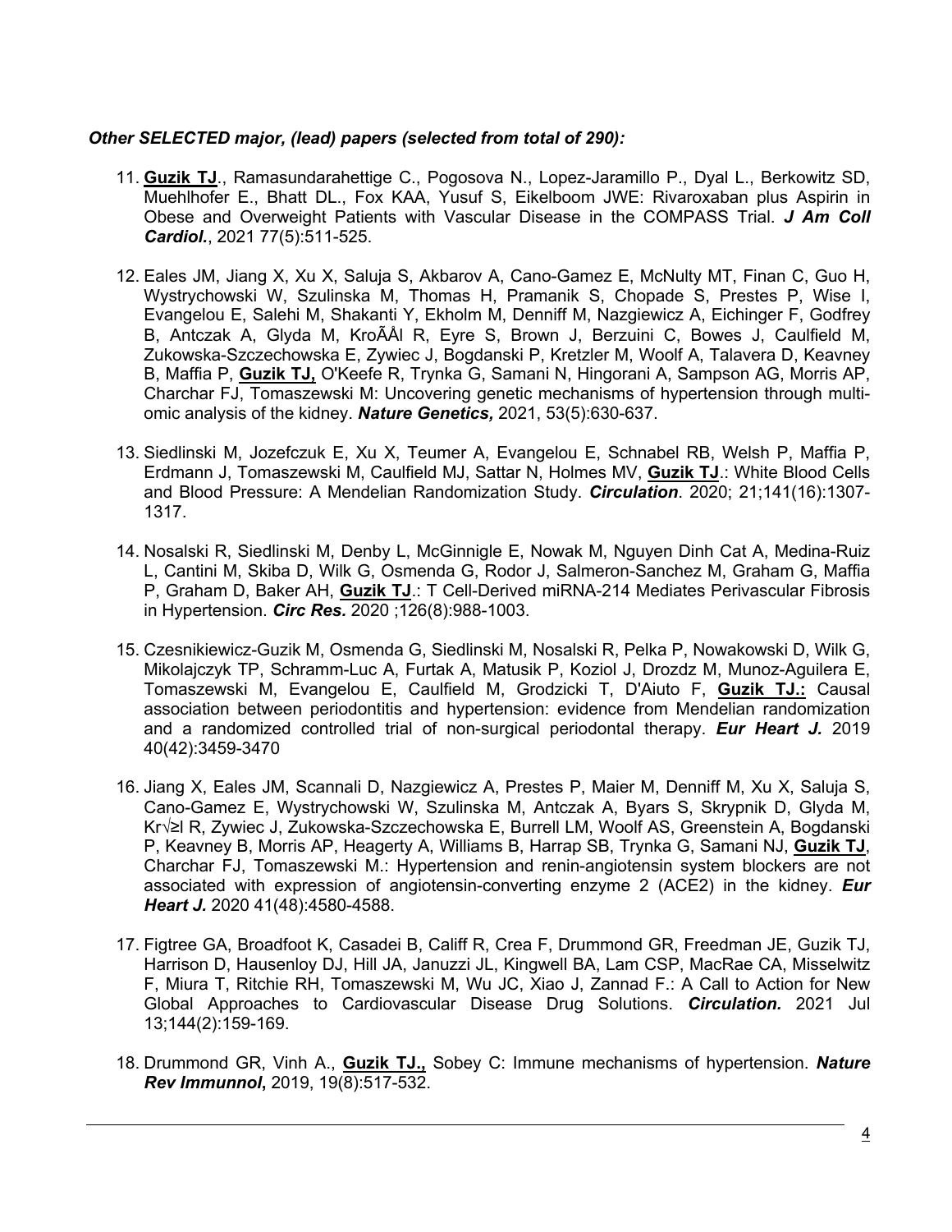***Other SELECTED major, (lead) papers (selected from total of 290):***

11. **Guzik TJ**., Ramasundarahettige C., Pogosova N., Lopez-Jaramillo P., Dyal L., Berkowitz SD, Muehlhofer E., Bhatt DL., Fox KAA, Yusuf S, Eikelboom JWE: Rivaroxaban plus Aspirin in Obese and Overweight Patients with Vascular Disease in the COMPASS Trial. ***J Am Coll Cardiol.***, 2021 77(5):511-525.

12. Eales JM, Jiang X, Xu X, Saluja S, Akbarov A, Cano-Gamez E, McNulty MT, Finan C, Guo H, Wystrychowski W, Szulinska M, Thomas H, Pramanik S, Chopade S, Prestes P, Wise I, Evangelou E, Salehi M, Shakanti Y, Ekholm M, Denniff M, Nazgiewicz A, Eichinger F, Godfrey B, Antczak A, Glyda M, KroÃÅl R, Eyre S, Brown J, Berzuini C, Bowes J, Caulfield M, Zukowska-Szczechowska E, Zywiec J, Bogdanski P, Kretzler M, Woolf A, Talavera D, Keavney B, Maffia P, **Guzik TJ,** O'Keefe R, Trynka G, Samani N, Hingorani A, Sampson AG, Morris AP, Charchar FJ, Tomaszewski M: Uncovering genetic mechanisms of hypertension through multi-omic analysis of the kidney. ***Nature Genetics,*** 2021, 53(5):630-637.

13. Siedlinski M, Jozefczuk E, Xu X, Teumer A, Evangelou E, Schnabel RB, Welsh P, Maffia P, Erdmann J, Tomaszewski M, Caulfield MJ, Sattar N, Holmes MV, **Guzik TJ**.: White Blood Cells and Blood Pressure: A Mendelian Randomization Study. ***Circulation***. 2020; 21;141(16):1307-1317.

14. Nosalski R, Siedlinski M, Denby L, McGinnigle E, Nowak M, Nguyen Dinh Cat A, Medina-Ruiz L, Cantini M, Skiba D, Wilk G, Osmenda G, Rodor J, Salmeron-Sanchez M, Graham G, Maffia P, Graham D, Baker AH, **Guzik TJ**.: T Cell-Derived miRNA-214 Mediates Perivascular Fibrosis in Hypertension. ***Circ Res.*** 2020 ;126(8):988-1003.

15. Czesnikiewicz-Guzik M, Osmenda G, Siedlinski M, Nosalski R, Pelka P, Nowakowski D, Wilk G, Mikolajczyk TP, Schramm-Luc A, Furtak A, Matusik P, Koziol J, Drozdz M, Munoz-Aguilera E, Tomaszewski M, Evangelou E, Caulfield M, Grodzicki T, D'Aiuto F, **Guzik TJ.:** Causal association between periodontitis and hypertension: evidence from Mendelian randomization and a randomized controlled trial of non-surgical periodontal therapy. ***Eur Heart J.*** 2019 40(42):3459-3470

16. Jiang X, Eales JM, Scannali D, Nazgiewicz A, Prestes P, Maier M, Denniff M, Xu X, Saluja S, Cano-Gamez E, Wystrychowski W, Szulinska M, Antczak A, Byars S, Skrypnik D, Glyda M, Kr√≥l R, Zywiec J, Zukowska-Szczechowska E, Burrell LM, Woolf AS, Greenstein A, Bogdanski P, Keavney B, Morris AP, Heagerty A, Williams B, Harrap SB, Trynka G, Samani NJ, **Guzik TJ**, Charchar FJ, Tomaszewski M.: Hypertension and renin-angiotensin system blockers are not associated with expression of angiotensin-converting enzyme 2 (ACE2) in the kidney. ***Eur Heart J.*** 2020 41(48):4580-4588.

17. Figtree GA, Broadfoot K, Casadei B, Califf R, Crea F, Drummond GR, Freedman JE, Guzik TJ, Harrison D, Hausenloy DJ, Hill JA, Januzzi JL, Kingwell BA, Lam CSP, MacRae CA, Misselwitz F, Miura T, Ritchie RH, Tomaszewski M, Wu JC, Xiao J, Zannad F.: A Call to Action for New Global Approaches to Cardiovascular Disease Drug Solutions. ***Circulation.*** 2021 Jul 13;144(2):159-169.

18. Drummond GR, Vinh A., **Guzik TJ.,** Sobey C: Immune mechanisms of hypertension. ***Nature Rev Immunnol*****,** 2019, 19(8):517-532.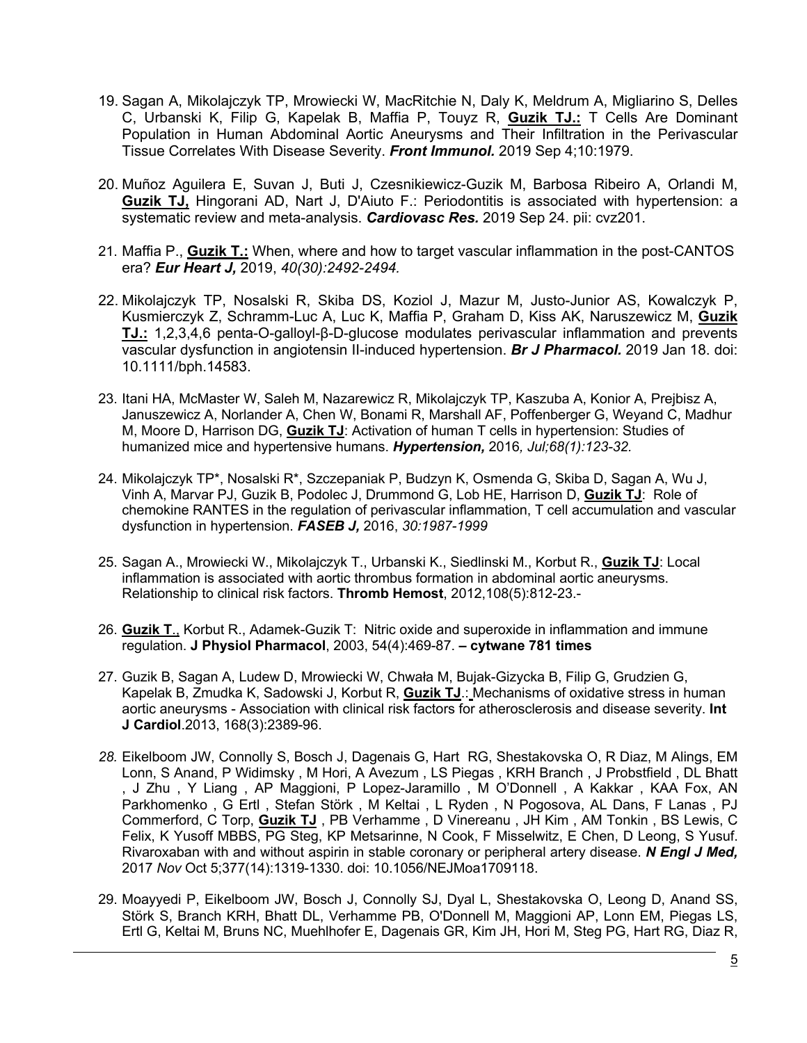19. Sagan A, Mikolajczyk TP, Mrowiecki W, MacRitchie N, Daly K, Meldrum A, Migliarino S, Delles C, Urbanski K, Filip G, Kapelak B, Maffia P, Touyz R, **Guzik TJ.:** T Cells Are Dominant Population in Human Abdominal Aortic Aneurysms and Their Infiltration in the Perivascular Tissue Correlates With Disease Severity. ***Front Immunol.*** 2019 Sep 4;10:1979.

20. Muñoz Aguilera E, Suvan J, Buti J, Czesnikiewicz-Guzik M, Barbosa Ribeiro A, Orlandi M, **Guzik TJ,** Hingorani AD, Nart J, D'Aiuto F.: Periodontitis is associated with hypertension: a systematic review and meta-analysis. ***Cardiovasc Res.*** 2019 Sep 24. pii: cvz201.

21. Maffia P., **Guzik T.:** When, where and how to target vascular inflammation in the post-CANTOS era? ***Eur Heart J,*** 2019, *40(30):2492-2494.*

22. Mikolajczyk TP, Nosalski R, Skiba DS, Koziol J, Mazur M, Justo-Junior AS, Kowalczyk P, Kusmierczyk Z, Schramm-Luc A, Luc K, Maffia P, Graham D, Kiss AK, Naruszewicz M, **Guzik TJ.:** 1,2,3,4,6 penta-O-galloyl-β-D-glucose modulates perivascular inflammation and prevents vascular dysfunction in angiotensin II-induced hypertension. ***Br J Pharmacol.*** 2019 Jan 18. doi: 10.1111/bph.14583.

23. Itani HA, McMaster W, Saleh M, Nazarewicz R, Mikolajczyk TP, Kaszuba A, Konior A, Prejbisz A, Januszewicz A, Norlander A, Chen W, Bonami R, Marshall AF, Poffenberger G, Weyand C, Madhur M, Moore D, Harrison DG, **Guzik TJ**: Activation of human T cells in hypertension: Studies of humanized mice and hypertensive humans. ***Hypertension,*** 2016*, Jul;68(1):123-32.*

24. Mikolajczyk TP*, Nosalski R*, Szczepaniak P, Budzyn K, Osmenda G, Skiba D, Sagan A, Wu J, Vinh A, Marvar PJ, Guzik B, Podolec J, Drummond G, Lob HE, Harrison D, **Guzik TJ**: Role of chemokine RANTES in the regulation of perivascular inflammation, T cell accumulation and vascular dysfunction in hypertension. ***FASEB J,*** 2016, *30:1987-1999*

25. Sagan A., Mrowiecki W., Mikolajczyk T., Urbanski K., Siedlinski M., Korbut R., **Guzik TJ**: Local inflammation is associated with aortic thrombus formation in abdominal aortic aneurysms. Relationship to clinical risk factors. **Thromb Hemost**, 2012,108(5):812-23.-

26. **Guzik T**., Korbut R., Adamek-Guzik T: Nitric oxide and superoxide in inflammation and immune regulation. **J Physiol Pharmacol**, 2003, 54(4):469-87. **– cytwane 781 times**

27. Guzik B, Sagan A, Ludew D, Mrowiecki W, Chwała M, Bujak-Gizycka B, Filip G, Grudzien G, Kapelak B, Zmudka K, Sadowski J, Korbut R, **Guzik TJ**.: Mechanisms of oxidative stress in human aortic aneurysms - Association with clinical risk factors for atherosclerosis and disease severity. **Int J Cardiol**.2013, 168(3):2389-96.

28. Eikelboom JW, Connolly S, Bosch J, Dagenais G, Hart RG, Shestakovska O, R Diaz, M Alings, EM Lonn, S Anand, P Widimsky , M Hori, A Avezum , LS Piegas , KRH Branch , J Probstfield , DL Bhatt , J Zhu , Y Liang , AP Maggioni, P Lopez-Jaramillo , M O'Donnell , A Kakkar , KAA Fox, AN Parkhomenko , G Ertl , Stefan Störk , M Keltai , L Ryden , N Pogosova, AL Dans, F Lanas , PJ Commerford, C Torp, **Guzik TJ** , PB Verhamme , D Vinereanu , JH Kim , AM Tonkin , BS Lewis, C Felix, K Yusoff MBBS, PG Steg, KP Metsarinne, N Cook, F Misselwitz, E Chen, D Leong, S Yusuf. Rivaroxaban with and without aspirin in stable coronary or peripheral artery disease. ***N Engl J Med,*** 2017 *Nov* Oct 5;377(14):1319-1330. doi: 10.1056/NEJMoa1709118.

29. Moayyedi P, Eikelboom JW, Bosch J, Connolly SJ, Dyal L, Shestakovska O, Leong D, Anand SS, Störk S, Branch KRH, Bhatt DL, Verhamme PB, O'Donnell M, Maggioni AP, Lonn EM, Piegas LS, Ertl G, Keltai M, Bruns NC, Muehlhofer E, Dagenais GR, Kim JH, Hori M, Steg PG, Hart RG, Diaz R,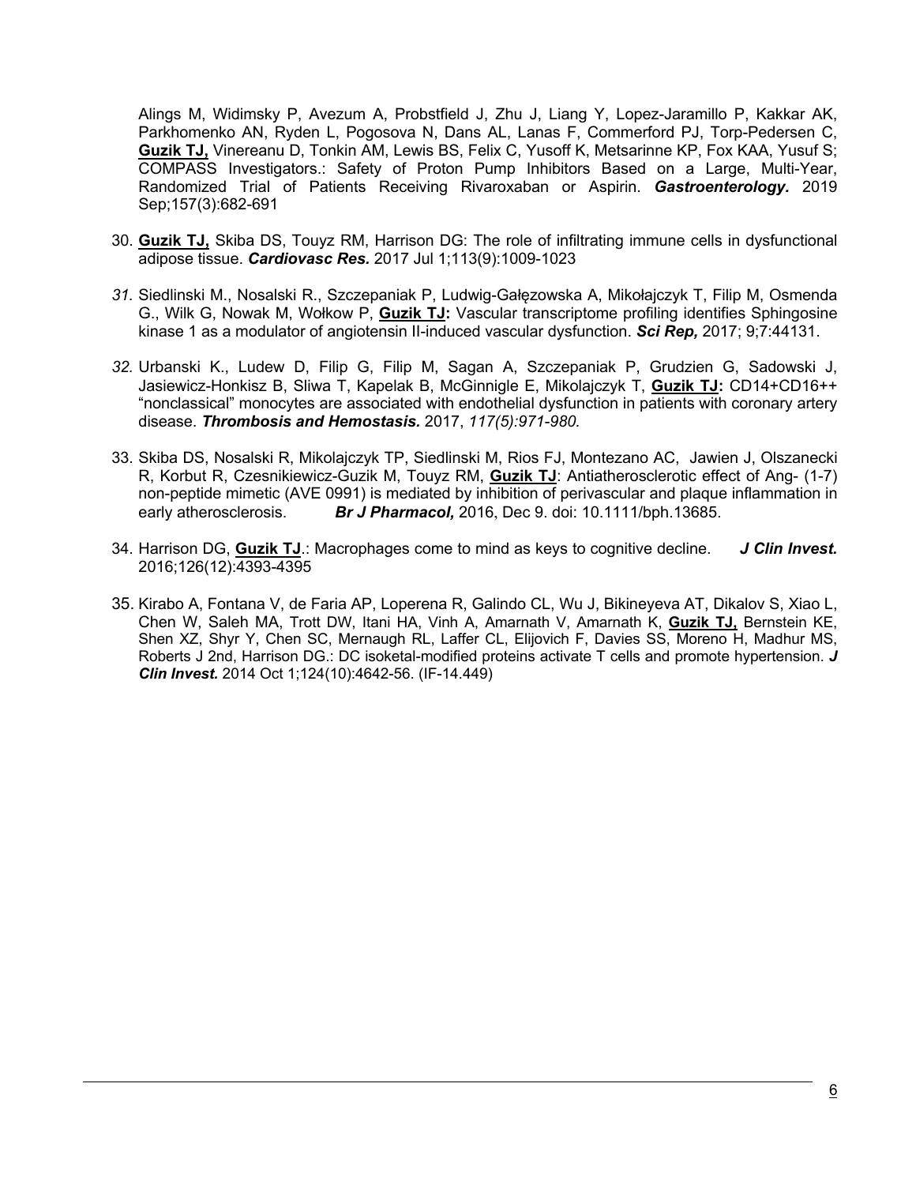Alings M, Widimsky P, Avezum A, Probstfield J, Zhu J, Liang Y, Lopez-Jaramillo P, Kakkar AK, Parkhomenko AN, Ryden L, Pogosova N, Dans AL, Lanas F, Commerford PJ, Torp-Pedersen C, **Guzik TJ,** Vinereanu D, Tonkin AM, Lewis BS, Felix C, Yusoff K, Metsarinne KP, Fox KAA, Yusuf S; COMPASS Investigators.: Safety of Proton Pump Inhibitors Based on a Large, Multi-Year, Randomized Trial of Patients Receiving Rivaroxaban or Aspirin. ***Gastroenterology.*** 2019 Sep;157(3):682-691

30. **Guzik TJ,** Skiba DS, Touyz RM, Harrison DG: The role of infiltrating immune cells in dysfunctional adipose tissue. ***Cardiovasc Res.*** 2017 Jul 1;113(9):1009-1023

31. Siedlinski M., Nosalski R., Szczepaniak P, Ludwig-Gałęzowska A, Mikołajczyk T, Filip M, Osmenda G., Wilk G, Nowak M, Wołkow P, **Guzik TJ:** Vascular transcriptome profiling identifies Sphingosine kinase 1 as a modulator of angiotensin II-induced vascular dysfunction. ***Sci Rep,*** 2017; 9;7:44131.

32. Urbanski K., Ludew D, Filip G, Filip M, Sagan A, Szczepaniak P, Grudzien G, Sadowski J, Jasiewicz-Honkisz B, Sliwa T, Kapelak B, McGinnigle E, Mikolajczyk T, **Guzik TJ:** CD14+CD16++ "nonclassical" monocytes are associated with endothelial dysfunction in patients with coronary artery disease. ***Thrombosis and Hemostasis.*** 2017, *117(5):971-980.*

33. Skiba DS, Nosalski R, Mikolajczyk TP, Siedlinski M, Rios FJ, Montezano AC, Jawien J, Olszanecki R, Korbut R, Czesnikiewicz-Guzik M, Touyz RM, **Guzik TJ**: Antiatherosclerotic effect of Ang- (1-7) non-peptide mimetic (AVE 0991) is mediated by inhibition of perivascular and plaque inflammation in early atherosclerosis. ***Br J Pharmacol,*** 2016, Dec 9. doi: 10.1111/bph.13685.

34. Harrison DG, **Guzik TJ**.: Macrophages come to mind as keys to cognitive decline. ***J Clin Invest.*** 2016;126(12):4393-4395

35. Kirabo A, Fontana V, de Faria AP, Loperena R, Galindo CL, Wu J, Bikineyeva AT, Dikalov S, Xiao L, Chen W, Saleh MA, Trott DW, Itani HA, Vinh A, Amarnath V, Amarnath K, **Guzik TJ,** Bernstein KE, Shen XZ, Shyr Y, Chen SC, Mernaugh RL, Laffer CL, Elijovich F, Davies SS, Moreno H, Madhur MS, Roberts J 2nd, Harrison DG.: DC isoketal-modified proteins activate T cells and promote hypertension. ***J Clin Invest.*** 2014 Oct 1;124(10):4642-56. (IF-14.449)